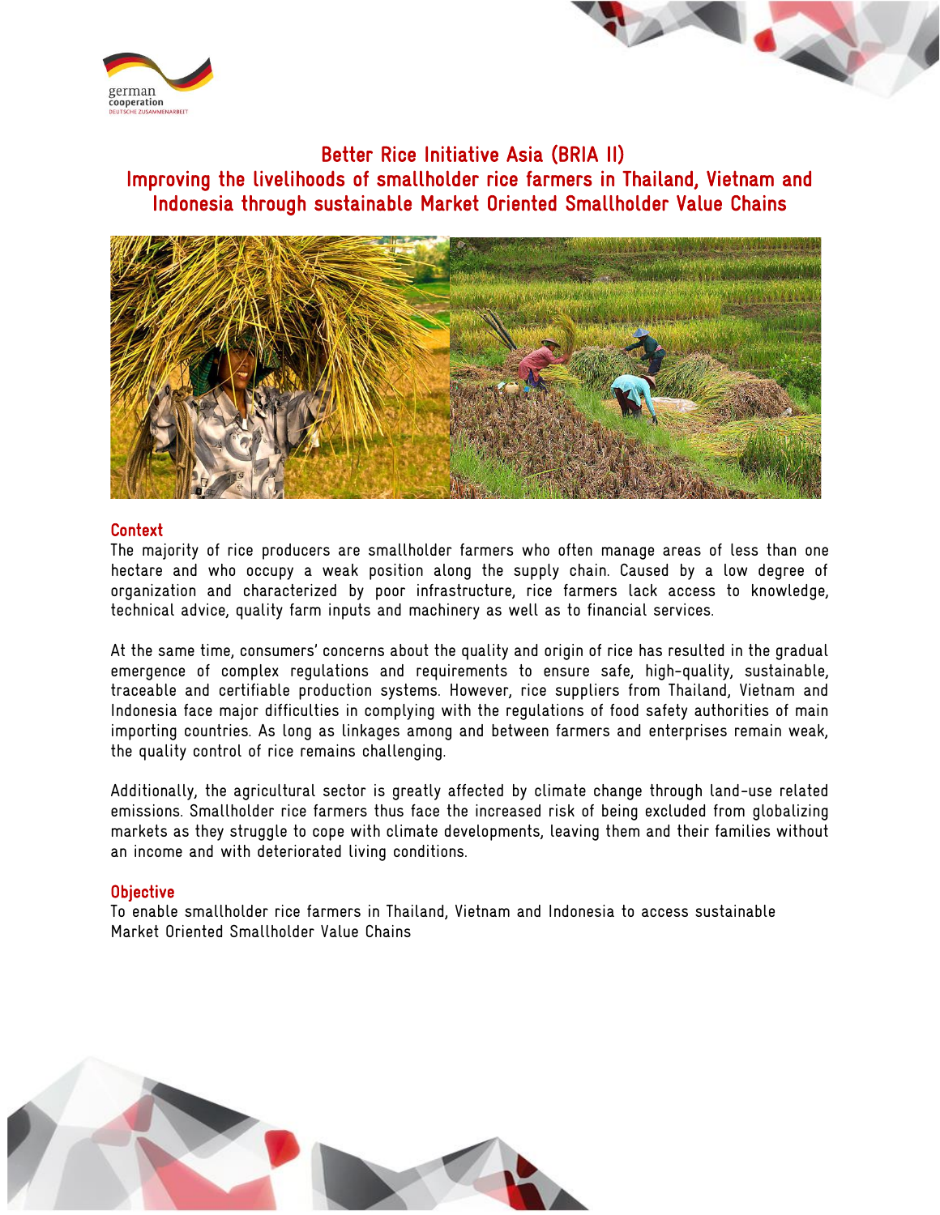# Better Rice Initiative Asia (BRIA II)
## Improving the livelihoods of smallholder rice farmers in Thailand, Vietnam and Indonesia through sustainable Market Oriented Smallholder Value Chains

### Context

The majority of rice producers are smallholder farmers who often manage areas of less than one hectare and who occupy a weak position along the supply chain. Caused by a low degree of organization and characterized by poor infrastructure, rice farmers lack access to knowledge, technical advice, quality farm inputs and machinery as well as to financial services.

At the same time, consumers' concerns about the quality and origin of rice has resulted in the gradual emergence of complex regulations and requirements to ensure safe, high-quality, sustainable, traceable and certifiable production systems. However, rice suppliers from Thailand, Vietnam and Indonesia face major difficulties in complying with the regulations of food safety authorities of main importing countries. As long as linkages among and between farmers and enterprises remain weak, the quality control of rice remains challenging.

Additionally, the agricultural sector is greatly affected by climate change through land-use related emissions. Smallholder rice farmers thus face the increased risk of being excluded from globalizing markets as they struggle to cope with climate developments, leaving them and their families without an income and with deteriorated living conditions.

### Objective

To enable smallholder rice farmers in Thailand, Vietnam and Indonesia to access sustainable Market Oriented Smallholder Value Chains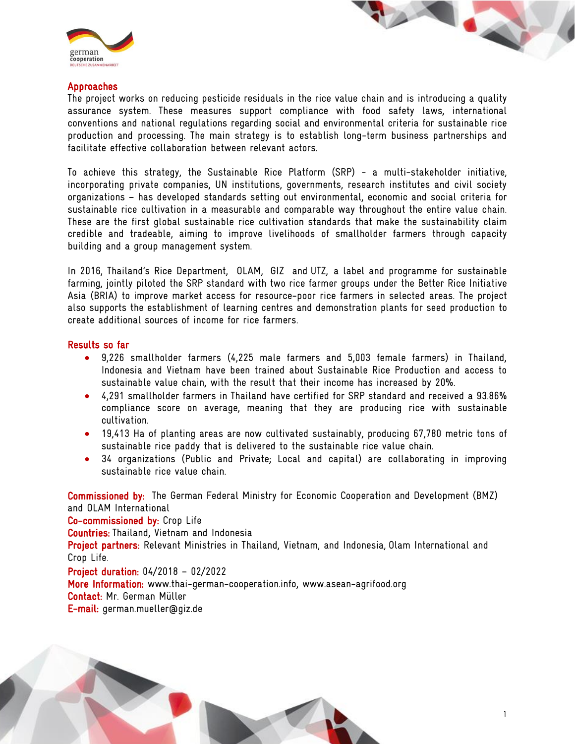## Approaches

The project works on reducing pesticide residuals in the rice value chain and is introducing a quality assurance system. These measures support compliance with food safety laws, international conventions and national regulations regarding social and environmental criteria for sustainable rice production and processing. The main strategy is to establish long-term business partnerships and facilitate effective collaboration between relevant actors.

To achieve this strategy, the Sustainable Rice Platform (SRP) - a multi-stakeholder initiative, incorporating private companies, UN institutions, governments, research institutes and civil society organizations – has developed standards setting out environmental, economic and social criteria for sustainable rice cultivation in a measurable and comparable way throughout the entire value chain. These are the first global sustainable rice cultivation standards that make the sustainability claim credible and tradeable, aiming to improve livelihoods of smallholder farmers through capacity building and a group management system.

In 2016, Thailand's Rice Department, OLAM, GIZ and UTZ, a label and programme for sustainable farming, jointly piloted the SRP standard with two rice farmer groups under the Better Rice Initiative Asia (BRIA) to improve market access for resource-poor rice farmers in selected areas. The project also supports the establishment of learning centres and demonstration plants for seed production to create additional sources of income for rice farmers.

## Results so far

- 9,226 smallholder farmers (4,225 male farmers and 5,003 female farmers) in Thailand, Indonesia and Vietnam have been trained about Sustainable Rice Production and access to sustainable value chain, with the result that their income has increased by 20%.
- 4,291 smallholder farmers in Thailand have certified for SRP standard and received a 93.86% compliance score on average, meaning that they are producing rice with sustainable cultivation.
- 19,413 Ha of planting areas are now cultivated sustainably, producing 67,780 metric tons of sustainable rice paddy that is delivered to the sustainable rice value chain.
- 34 organizations (Public and Private; Local and capital) are collaborating in improving sustainable rice value chain.

**Commissioned by:** The German Federal Ministry for Economic Cooperation and Development (BMZ) and OLAM International
**Co-commissioned by:** Crop Life
**Countries:** Thailand, Vietnam and Indonesia
**Project partners:** Relevant Ministries in Thailand, Vietnam, and Indonesia, Olam International and Crop Life.
**Project duration:** 04/2018 – 02/2022
**More Information:** www.thai-german-cooperation.info, www.asean-agrifood.org
**Contact:** Mr. German Müller
**E-mail:** german.mueller@giz.de